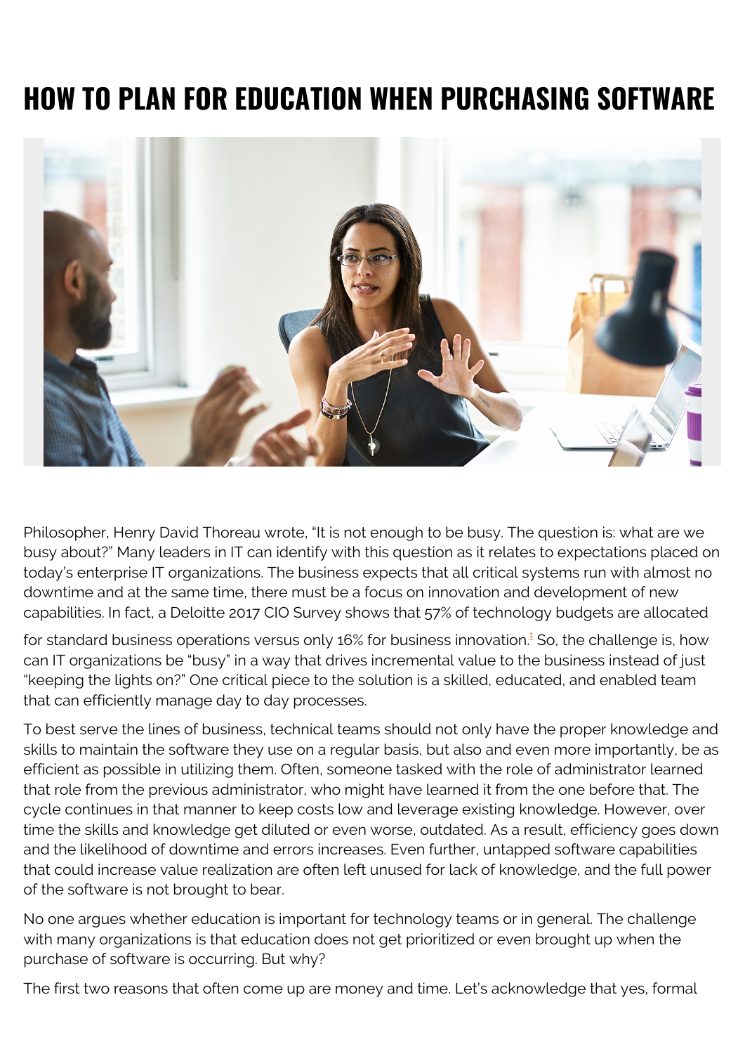# HOW TO PLAN FOR EDUCATION WHEN PURCHASING SOFTWARE

Philosopher, Henry David Thoreau wrote, “It is not enough to be busy. The question is: what are we busy about?” Many leaders in IT can identify with this question as it relates to expectations placed on today’s enterprise IT organizations. The business expects that all critical systems run with almost no downtime and at the same time, there must be a focus on innovation and development of new capabilities. In fact, a Deloitte 2017 CIO Survey shows that 57% of technology budgets are allocated for standard business operations versus only 16% for business innovation.[1] So, the challenge is, how can IT organizations be “busy” in a way that drives incremental value to the business instead of just “keeping the lights on?” One critical piece to the solution is a skilled, educated, and enabled team that can efficiently manage day to day processes.

To best serve the lines of business, technical teams should not only have the proper knowledge and skills to maintain the software they use on a regular basis, but also and even more importantly, be as efficient as possible in utilizing them. Often, someone tasked with the role of administrator learned that role from the previous administrator, who might have learned it from the one before that. The cycle continues in that manner to keep costs low and leverage existing knowledge. However, over time the skills and knowledge get diluted or even worse, outdated. As a result, efficiency goes down and the likelihood of downtime and errors increases. Even further, untapped software capabilities that could increase value realization are often left unused for lack of knowledge, and the full power of the software is not brought to bear.

No one argues whether education is important for technology teams or in general. The challenge with many organizations is that education does not get prioritized or even brought up when the purchase of software is occurring. But why?

The first two reasons that often come up are money and time. Let’s acknowledge that yes, formal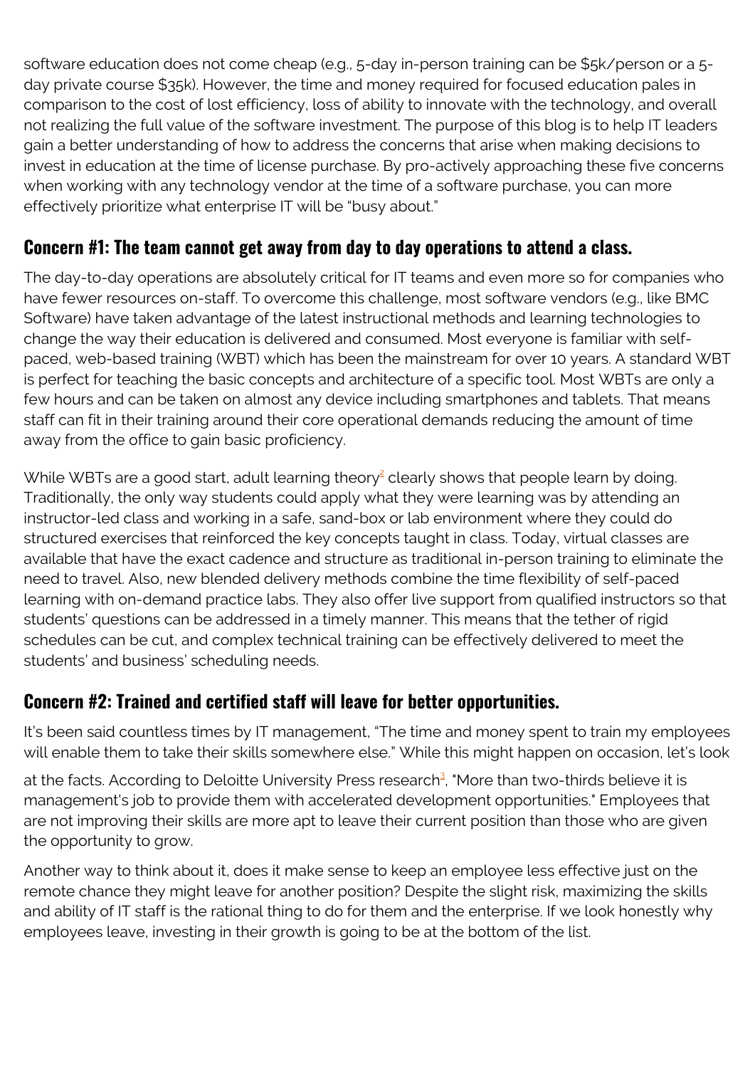software education does not come cheap (e.g., 5-day in-person training can be $5k/person or a 5-day private course $35k). However, the time and money required for focused education pales in comparison to the cost of lost efficiency, loss of ability to innovate with the technology, and overall not realizing the full value of the software investment. The purpose of this blog is to help IT leaders gain a better understanding of how to address the concerns that arise when making decisions to invest in education at the time of license purchase. By pro-actively approaching these five concerns when working with any technology vendor at the time of a software purchase, you can more effectively prioritize what enterprise IT will be "busy about."

## Concern #1: The team cannot get away from day to day operations to attend a class.

The day-to-day operations are absolutely critical for IT teams and even more so for companies who have fewer resources on-staff. To overcome this challenge, most software vendors (e.g., like BMC Software) have taken advantage of the latest instructional methods and learning technologies to change the way their education is delivered and consumed. Most everyone is familiar with self-paced, web-based training (WBT) which has been the mainstream for over 10 years. A standard WBT is perfect for teaching the basic concepts and architecture of a specific tool. Most WBTs are only a few hours and can be taken on almost any device including smartphones and tablets. That means staff can fit in their training around their core operational demands reducing the amount of time away from the office to gain basic proficiency.

While WBTs are a good start, adult learning theory[2] clearly shows that people learn by doing. Traditionally, the only way students could apply what they were learning was by attending an instructor-led class and working in a safe, sand-box or lab environment where they could do structured exercises that reinforced the key concepts taught in class. Today, virtual classes are available that have the exact cadence and structure as traditional in-person training to eliminate the need to travel. Also, new blended delivery methods combine the time flexibility of self-paced learning with on-demand practice labs. They also offer live support from qualified instructors so that students' questions can be addressed in a timely manner. This means that the tether of rigid schedules can be cut, and complex technical training can be effectively delivered to meet the students' and business' scheduling needs.

## Concern #2: Trained and certified staff will leave for better opportunities.

It's been said countless times by IT management, "The time and money spent to train my employees will enable them to take their skills somewhere else." While this might happen on occasion, let's look at the facts. According to Deloitte University Press research[3], "More than two-thirds believe it is management's job to provide them with accelerated development opportunities." Employees that are not improving their skills are more apt to leave their current position than those who are given the opportunity to grow.

Another way to think about it, does it make sense to keep an employee less effective just on the remote chance they might leave for another position? Despite the slight risk, maximizing the skills and ability of IT staff is the rational thing to do for them and the enterprise. If we look honestly why employees leave, investing in their growth is going to be at the bottom of the list.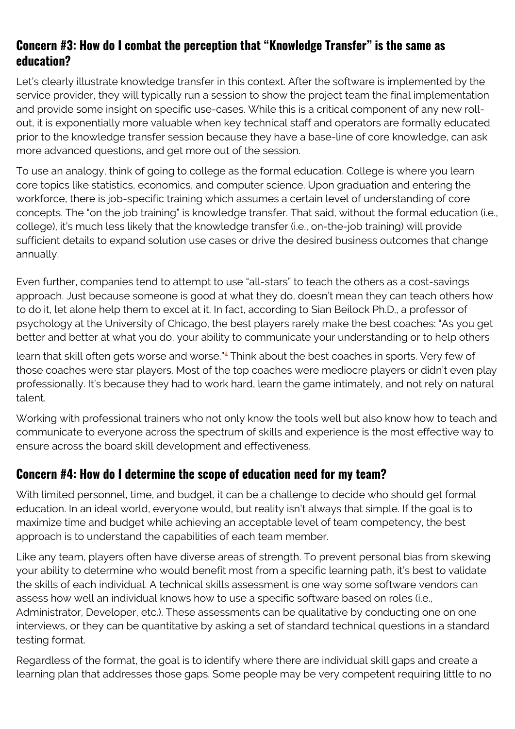## Concern #3: How do I combat the perception that "Knowledge Transfer" is the same as education?

Let's clearly illustrate knowledge transfer in this context. After the software is implemented by the service provider, they will typically run a session to show the project team the final implementation and provide some insight on specific use-cases. While this is a critical component of any new roll-out, it is exponentially more valuable when key technical staff and operators are formally educated prior to the knowledge transfer session because they have a base-line of core knowledge, can ask more advanced questions, and get more out of the session.

To use an analogy, think of going to college as the formal education. College is where you learn core topics like statistics, economics, and computer science. Upon graduation and entering the workforce, there is job-specific training which assumes a certain level of understanding of core concepts. The "on the job training" is knowledge transfer. That said, without the formal education (i.e., college), it's much less likely that the knowledge transfer (i.e., on-the-job training) will provide sufficient details to expand solution use cases or drive the desired business outcomes that change annually.

Even further, companies tend to attempt to use "all-stars" to teach the others as a cost-savings approach. Just because someone is good at what they do, doesn't mean they can teach others how to do it, let alone help them to excel at it. In fact, according to Sian Beilock Ph.D., a professor of psychology at the University of Chicago, the best players rarely make the best coaches: "As you get better and better at what you do, your ability to communicate your understanding or to help others learn that skill often gets worse and worse."[4] Think about the best coaches in sports. Very few of those coaches were star players. Most of the top coaches were mediocre players or didn't even play professionally. It's because they had to work hard, learn the game intimately, and not rely on natural talent.

Working with professional trainers who not only know the tools well but also know how to teach and communicate to everyone across the spectrum of skills and experience is the most effective way to ensure across the board skill development and effectiveness.

## Concern #4: How do I determine the scope of education need for my team?

With limited personnel, time, and budget, it can be a challenge to decide who should get formal education. In an ideal world, everyone would, but reality isn't always that simple. If the goal is to maximize time and budget while achieving an acceptable level of team competency, the best approach is to understand the capabilities of each team member.

Like any team, players often have diverse areas of strength. To prevent personal bias from skewing your ability to determine who would benefit most from a specific learning path, it's best to validate the skills of each individual. A technical skills assessment is one way some software vendors can assess how well an individual knows how to use a specific software based on roles (i.e., Administrator, Developer, etc.). These assessments can be qualitative by conducting one on one interviews, or they can be quantitative by asking a set of standard technical questions in a standard testing format.

Regardless of the format, the goal is to identify where there are individual skill gaps and create a learning plan that addresses those gaps. Some people may be very competent requiring little to no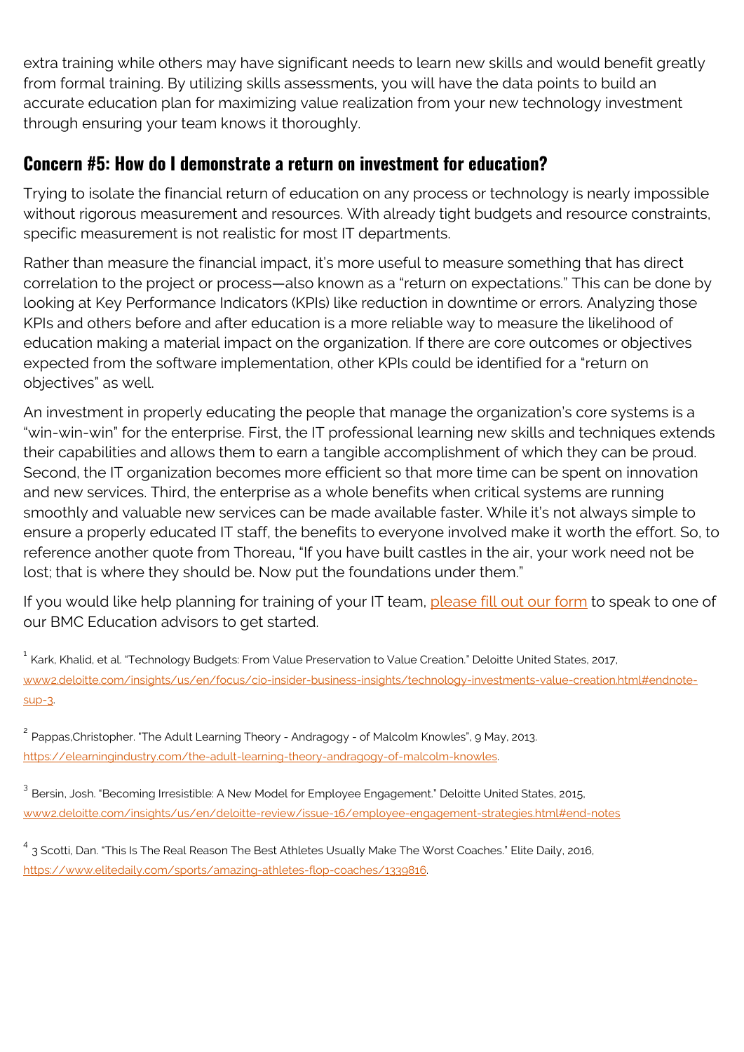extra training while others may have significant needs to learn new skills and would benefit greatly from formal training. By utilizing skills assessments, you will have the data points to build an accurate education plan for maximizing value realization from your new technology investment through ensuring your team knows it thoroughly.

## Concern #5: How do I demonstrate a return on investment for education?

Trying to isolate the financial return of education on any process or technology is nearly impossible without rigorous measurement and resources. With already tight budgets and resource constraints, specific measurement is not realistic for most IT departments.

Rather than measure the financial impact, it's more useful to measure something that has direct correlation to the project or process—also known as a "return on expectations." This can be done by looking at Key Performance Indicators (KPIs) like reduction in downtime or errors. Analyzing those KPIs and others before and after education is a more reliable way to measure the likelihood of education making a material impact on the organization. If there are core outcomes or objectives expected from the software implementation, other KPIs could be identified for a "return on objectives" as well.

An investment in properly educating the people that manage the organization's core systems is a "win-win-win" for the enterprise. First, the IT professional learning new skills and techniques extends their capabilities and allows them to earn a tangible accomplishment of which they can be proud. Second, the IT organization becomes more efficient so that more time can be spent on innovation and new services. Third, the enterprise as a whole benefits when critical systems are running smoothly and valuable new services can be made available faster. While it's not always simple to ensure a properly educated IT staff, the benefits to everyone involved make it worth the effort. So, to reference another quote from Thoreau, "If you have built castles in the air, your work need not be lost; that is where they should be. Now put the foundations under them."

If you would like help planning for training of your IT team, please fill out our form to speak to one of our BMC Education advisors to get started.

[1] Kark, Khalid, et al. "Technology Budgets: From Value Preservation to Value Creation." Deloitte United States, 2017, www2.deloitte.com/insights/us/en/focus/cio-insider-business-insights/technology-investments-value-creation.html#endnote-sup-3.

[2] Pappas,Christopher. "The Adult Learning Theory - Andragogy - of Malcolm Knowles", 9 May, 2013. https://elearningindustry.com/the-adult-learning-theory-andragogy-of-malcolm-knowles.

[3] Bersin, Josh. "Becoming Irresistible: A New Model for Employee Engagement." Deloitte United States, 2015, www2.deloitte.com/insights/us/en/deloitte-review/issue-16/employee-engagement-strategies.html#end-notes

[4] 3 Scotti, Dan. "This Is The Real Reason The Best Athletes Usually Make The Worst Coaches." Elite Daily, 2016, https://www.elitedaily.com/sports/amazing-athletes-flop-coaches/1339816.